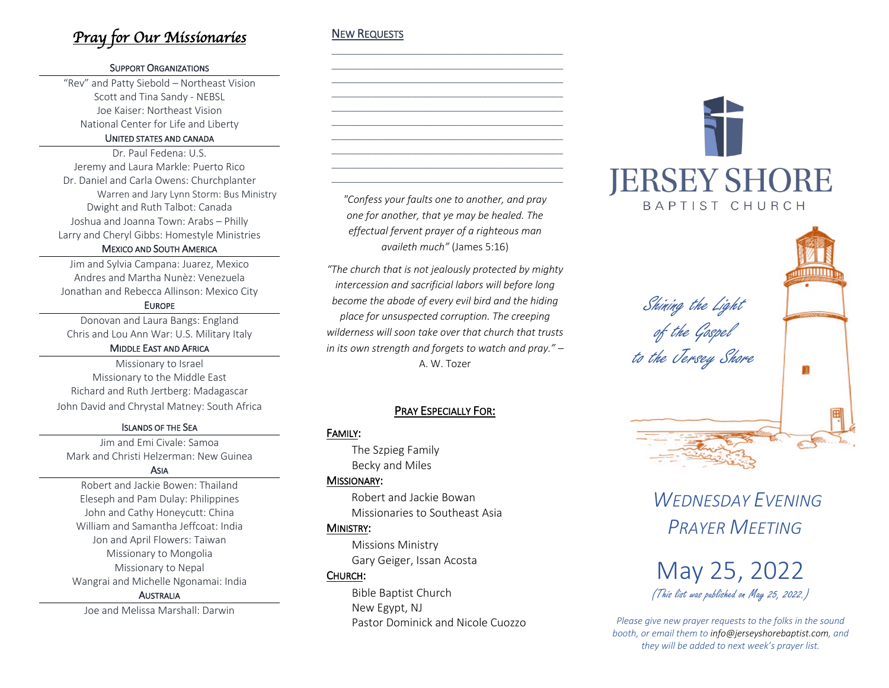# *Pray for Our Missionaries*

### Support Organizations

"Rev" and Patty Siebold – Northeast Vision
Scott and Tina Sandy - NEBSL
Joe Kaiser: Northeast Vision
National Center for Life and Liberty

### United States and Canada

Dr. Paul Fedena: U.S.
Jeremy and Laura Markle: Puerto Rico
Dr. Daniel and Carla Owens: Churchplanter
Warren and Jary Lynn Storm: Bus Ministry
Dwight and Ruth Talbot: Canada
Joshua and Joanna Town: Arabs – Philly
Larry and Cheryl Gibbs: Homestyle Ministries

### Mexico and South America

Jim and Sylvia Campana: Juarez, Mexico
Andres and Martha Nunèz: Venezuela
Jonathan and Rebecca Allinson: Mexico City

### Europe

Donovan and Laura Bangs: England
Chris and Lou Ann War: U.S. Military Italy

### Middle East and Africa

Missionary to Israel
Missionary to the Middle East
Richard and Ruth Jertberg: Madagascar
John David and Chrystal Matney: South Africa

### Islands of the Sea

Jim and Emi Civale: Samoa
Mark and Christi Helzerman: New Guinea

### Asia

Robert and Jackie Bowen: Thailand
Eleseph and Pam Dulay: Philippines
John and Cathy Honeycutt: China
William and Samantha Jeffcoat: India
Jon and April Flowers: Taiwan
Missionary to Mongolia
Missionary to Nepal
Wangrai and Michelle Ngonamai: India

### Australia

Joe and Melissa Marshall: Darwin

## New Requests

________________________________________
________________________________________
________________________________________
________________________________________
________________________________________
________________________________________
________________________________________
________________________________________
________________________________________

*"Confess your faults one to another, and pray one for another, that ye may be healed. The effectual fervent prayer of a righteous man availeth much"* (James 5:16)

*"The church that is not jealously protected by mighty intercession and sacrificial labors will before long become the abode of every evil bird and the hiding place for unsuspected corruption. The creeping wilderness will soon take over that church that trusts in its own strength and forgets to watch and pray."* – A. W. Tozer

## Pray Especially For:

**Family:**
- The Szpieg Family
- Becky and Miles

**Missionary:**
- Robert and Jackie Bowan
- Missionaries to Southeast Asia

**Ministry:**
- Missions Ministry
- Gary Geiger, Issan Acosta

**Church:**
- Bible Baptist Church
- New Egypt, NJ
- Pastor Dominick and Nicole Cuozzo

# JERSEY SHORE
BAPTIST CHURCH

*Shining the Light of the Gospel to the Jersey Shore*

## *Wednesday Evening Prayer Meeting*

## May 25, 2022

*(This list was published on May 25, 2022.)*

*Please give new prayer requests to the folks in the sound booth, or email them to* info@jerseyshorebaptist.com*, and they will be added to next week's prayer list.*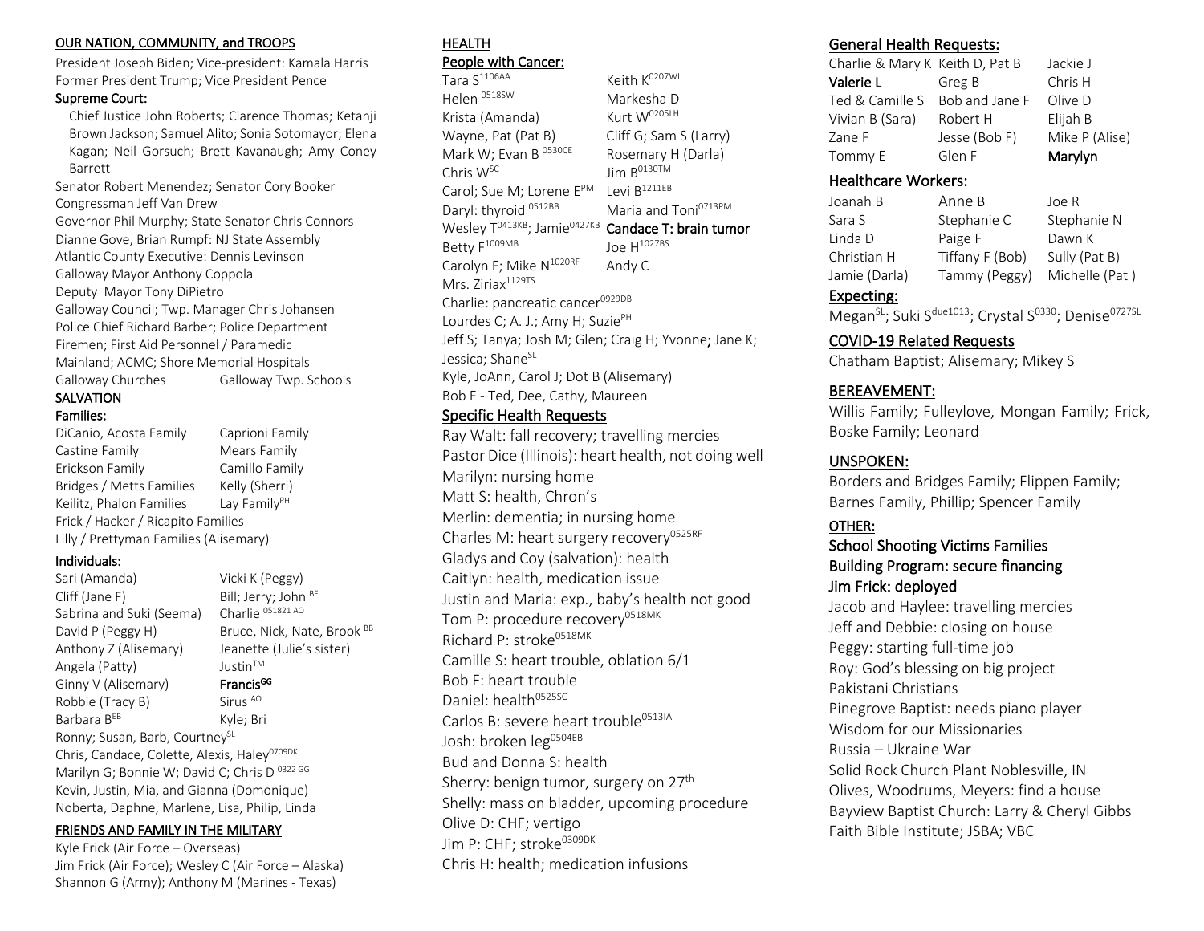## OUR NATION, COMMUNITY, and TROOPS

President Joseph Biden; Vice-president: Kamala Harris
Former President Trump; Vice President Pence

**Supreme Court:**

Chief Justice John Roberts; Clarence Thomas; Ketanji Brown Jackson; Samuel Alito; Sonia Sotomayor; Elena Kagan; Neil Gorsuch; Brett Kavanaugh; Amy Coney Barrett

Senator Robert Menendez; Senator Cory Booker
Congressman Jeff Van Drew
Governor Phil Murphy; State Senator Chris Connors
Dianne Gove, Brian Rumpf: NJ State Assembly
Atlantic County Executive: Dennis Levinson
Galloway Mayor Anthony Coppola
Deputy Mayor Tony DiPietro
Galloway Council; Twp. Manager Chris Johansen
Police Chief Richard Barber; Police Department
Firemen; First Aid Personnel / Paramedic
Mainland; ACMC; Shore Memorial Hospitals
Galloway Churches
Galloway Twp. Schools

## SALVATION

**Families:**

DiCanio, Acosta Family
Caprioni Family
Castine Family
Mears Family
Erickson Family
Camillo Family
Bridges / Metts Families
Kelly (Sherri)
Keilitz, Phalon Families
Lay Family[PH]
Frick / Hacker / Ricapito Families
Lilly / Prettyman Families (Alisemary)

**Individuals:**

Sari (Amanda)
Vicki K (Peggy)
Cliff (Jane F)
Bill; Jerry; John [BF]
Sabrina and Suki (Seema)
Charlie [051821 AO]
David P (Peggy H)
Bruce, Nick, Nate, Brook [BB]
Anthony Z (Alisemary)
Jeanette (Julie's sister)
Angela (Patty)
Justin[TM]
Ginny V (Alisemary)
**Francis[GG]**
Robbie (Tracy B)
Sirus [AO]
Barbara B[EB]
Kyle; Bri
Ronny; Susan, Barb, Courtney[SL]
Chris, Candace, Colette, Alexis, Haley[0709DK]
Marilyn G; Bonnie W; David C; Chris D [0322 GG]
Kevin, Justin, Mia, and Gianna (Domonique)
Noberta, Daphne, Marlene, Lisa, Philip, Linda

## FRIENDS AND FAMILY IN THE MILITARY

Kyle Frick (Air Force – Overseas)
Jim Frick (Air Force); Wesley C (Air Force – Alaska)
Shannon G (Army); Anthony M (Marines - Texas)

## HEALTH

### People with Cancer:

Tara S[1106AA]
Keith K[0207WL]
Helen [0518SW]
Markesha D
Krista (Amanda)
Kurt W[0205LH]
Wayne, Pat (Pat B)
Cliff G; Sam S (Larry)
Mark W; Evan B [0530CE]
Rosemary H (Darla)
Chris W[SC]
Jim B[0130TM]
Carol; Sue M; Lorene E[PM]
Levi B[1211EB]
Daryl: thyroid [0512BB]
Maria and Toni[0713PM]
Wesley T[0413KB]; Jamie[0427KB]
**Candace T: brain tumor**
Betty F[1009MB]
Joe H[1027BS]
Carolyn F; Mike N[1020RF]
Andy C
Mrs. Ziriax[1129TS]
Charlie: pancreatic cancer[0929DB]
Lourdes C; A. J.; Amy H; Suzie[PH]
Jeff S; Tanya; Josh M; Glen; Craig H; Yvonne; Jane K; Jessica; Shane[SL]
Kyle, JoAnn, Carol J; Dot B (Alisemary)
Bob F - Ted, Dee, Cathy, Maureen

### Specific Health Requests

Ray Walt: fall recovery; travelling mercies
Pastor Dice (Illinois): heart health, not doing well
Marilyn: nursing home
Matt S: health, Chron's
Merlin: dementia; in nursing home
Charles M: heart surgery recovery[0525RF]
Gladys and Coy (salvation): health
Caitlyn: health, medication issue
Justin and Maria: exp., baby's health not good
Tom P: procedure recovery[0518MK]
Richard P: stroke[0518MK]
Camille S: heart trouble, oblation 6/1
Bob F: heart trouble
Daniel: health[0525SC]
Carlos B: severe heart trouble[0513IA]
Josh: broken leg[0504EB]
Bud and Donna S: health
Sherry: benign tumor, surgery on 27th
Shelly: mass on bladder, upcoming procedure
Olive D: CHF; vertigo
Jim P: CHF; stroke[0309DK]
Chris H: health; medication infusions

## General Health Requests:

Charlie & Mary K
Keith D, Pat B
Jackie J
**Valerie L**
Greg B
Chris H
Ted & Camille S
Bob and Jane F
Olive D
Vivian B (Sara)
Robert H
Elijah B
Zane F
Jesse (Bob F)
Mike P (Alise)
Tommy E
Glen F
**Marylyn**

## Healthcare Workers:

Joanah B
Anne B
Joe R
Sara S
Stephanie C
Stephanie N
Linda D
Paige F
Dawn K
Christian H
Tiffany F (Bob)
Sully (Pat B)
Jamie (Darla)
Tammy (Peggy)
Michelle (Pat )

## Expecting:

Megan[SL]; Suki S[due1013]; Crystal S[0330]; Denise[0727SL]

## COVID-19 Related Requests

Chatham Baptist; Alisemary; Mikey S

## BEREAVEMENT:

Willis Family; Fulleylove, Mongan Family; Frick, Boske Family; Leonard

## UNSPOKEN:

Borders and Bridges Family; Flippen Family; Barnes Family, Phillip; Spencer Family

## OTHER:

**School Shooting Victims Families**
**Building Program: secure financing**
**Jim Frick: deployed**
Jacob and Haylee: travelling mercies
Jeff and Debbie: closing on house
Peggy: starting full-time job
Roy: God's blessing on big project
Pakistani Christians
Pinegrove Baptist: needs piano player
Wisdom for our Missionaries
Russia – Ukraine War
Solid Rock Church Plant Noblesville, IN
Olives, Woodrums, Meyers: find a house
Bayview Baptist Church: Larry & Cheryl Gibbs
Faith Bible Institute; JSBA; VBC